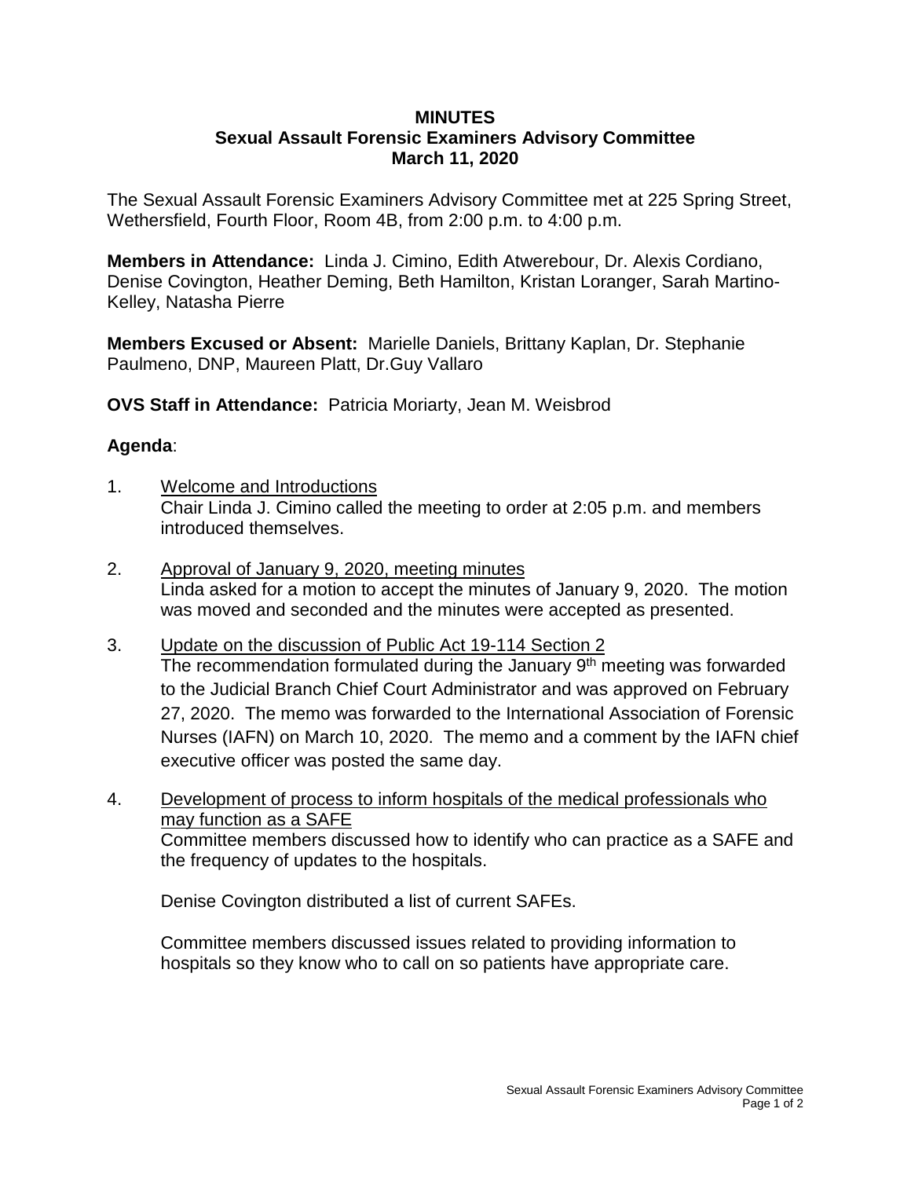# MINUTES
## Sexual Assault Forensic Examiners Advisory Committee
### March 11, 2020

The Sexual Assault Forensic Examiners Advisory Committee met at 225 Spring Street, Wethersfield, Fourth Floor, Room 4B, from 2:00 p.m. to 4:00 p.m.

**Members in Attendance:** Linda J. Cimino, Edith Atwerebour, Dr. Alexis Cordiano, Denise Covington, Heather Deming, Beth Hamilton, Kristan Loranger, Sarah Martino-Kelley, Natasha Pierre

**Members Excused or Absent:** Marielle Daniels, Brittany Kaplan, Dr. Stephanie Paulmeno, DNP, Maureen Platt, Dr.Guy Vallaro

**OVS Staff in Attendance:** Patricia Moriarty, Jean M. Weisbrod

**Agenda**:

1. Welcome and Introductions
   Chair Linda J. Cimino called the meeting to order at 2:05 p.m. and members introduced themselves.

2. Approval of January 9, 2020, meeting minutes
   Linda asked for a motion to accept the minutes of January 9, 2020. The motion was moved and seconded and the minutes were accepted as presented.

3. Update on the discussion of Public Act 19-114 Section 2
   The recommendation formulated during the January 9th meeting was forwarded to the Judicial Branch Chief Court Administrator and was approved on February 27, 2020. The memo was forwarded to the International Association of Forensic Nurses (IAFN) on March 10, 2020. The memo and a comment by the IAFN chief executive officer was posted the same day.

4. Development of process to inform hospitals of the medical professionals who may function as a SAFE
   Committee members discussed how to identify who can practice as a SAFE and the frequency of updates to the hospitals.

   Denise Covington distributed a list of current SAFEs.

   Committee members discussed issues related to providing information to hospitals so they know who to call on so patients have appropriate care.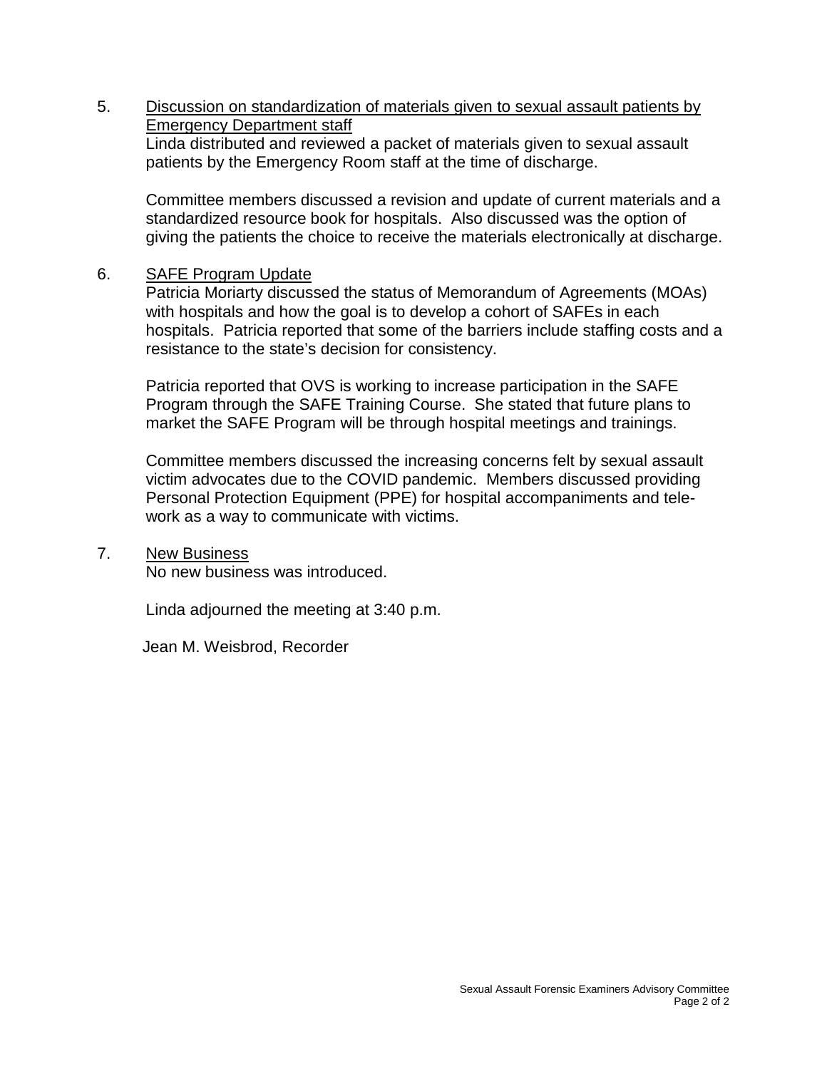5. <u>Discussion on standardization of materials given to sexual assault patients by Emergency Department staff</u>

   Linda distributed and reviewed a packet of materials given to sexual assault patients by the Emergency Room staff at the time of discharge.

   Committee members discussed a revision and update of current materials and a standardized resource book for hospitals. Also discussed was the option of giving the patients the choice to receive the materials electronically at discharge.

6. <u>SAFE Program Update</u>

   Patricia Moriarty discussed the status of Memorandum of Agreements (MOAs) with hospitals and how the goal is to develop a cohort of SAFEs in each hospitals. Patricia reported that some of the barriers include staffing costs and a resistance to the state's decision for consistency.

   Patricia reported that OVS is working to increase participation in the SAFE Program through the SAFE Training Course. She stated that future plans to market the SAFE Program will be through hospital meetings and trainings.

   Committee members discussed the increasing concerns felt by sexual assault victim advocates due to the COVID pandemic. Members discussed providing Personal Protection Equipment (PPE) for hospital accompaniments and tele-work as a way to communicate with victims.

7. <u>New Business</u>

   No new business was introduced.

   Linda adjourned the meeting at 3:40 p.m.

   Jean M. Weisbrod, Recorder